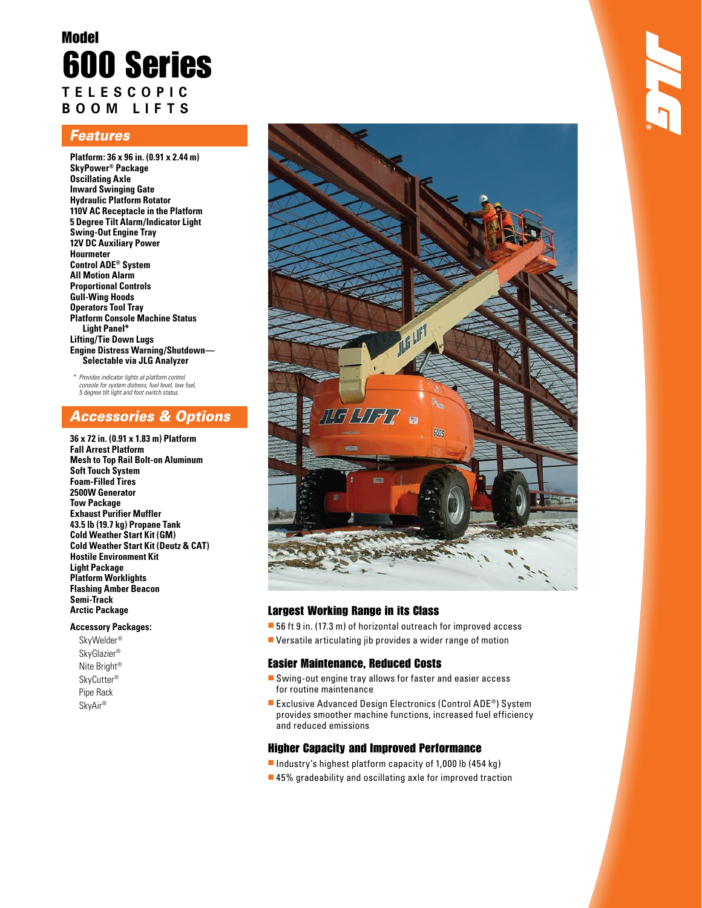Model

# 600 Series

## TELESCOPIC BOOM LIFTS

## Features

**Platform: 36 x 96 in. (0.91 x 2.44 m)**
**SkyPower® Package**
**Oscillating Axle**
**Inward Swinging Gate**
**Hydraulic Platform Rotator**
**110V AC Receptacle in the Platform**
**5 Degree Tilt Alarm/Indicator Light**
**Swing-Out Engine Tray**
**12V DC Auxiliary Power**
**Hourmeter**
**Control ADE® System**
**All Motion Alarm**
**Proportional Controls**
**Gull-Wing Hoods**
**Operators Tool Tray**
**Platform Console Machine Status Light Panel***
**Lifting/Tie Down Lugs**
**Engine Distress Warning/Shutdown— Selectable via JLG Analyzer**

*\* Provides indicator lights at platform control console for system distress, fuel level, low fuel, 5 degree tilt light and foot switch status.*

## Accessories & Options

**36 x 72 in. (0.91 x 1.83 m) Platform**
**Fall Arrest Platform**
**Mesh to Top Rail Bolt-on Aluminum**
**Soft Touch System**
**Foam-Filled Tires**
**2500W Generator**
**Tow Package**
**Exhaust Purifier Muffler**
**43.5 lb (19.7 kg) Propane Tank**
**Cold Weather Start Kit (GM)**
**Cold Weather Start Kit (Deutz & CAT)**
**Hostile Environment Kit**
**Light Package**
**Platform Worklights**
**Flashing Amber Beacon**
**Semi-Track**
**Arctic Package**

**Accessory Packages:**

- SkyWelder®
- SkyGlazier®
- Nite Bright®
- SkyCutter®
- Pipe Rack
- SkyAir®

### Largest Working Range in its Class

- 56 ft 9 in. (17.3 m) of horizontal outreach for improved access
- Versatile articulating jib provides a wider range of motion

### Easier Maintenance, Reduced Costs

- Swing-out engine tray allows for faster and easier access for routine maintenance
- Exclusive Advanced Design Electronics (Control ADE®) System provides smoother machine functions, increased fuel efficiency and reduced emissions

### Higher Capacity and Improved Performance

- Industry's highest platform capacity of 1,000 lb (454 kg)
- 45% gradeability and oscillating axle for improved traction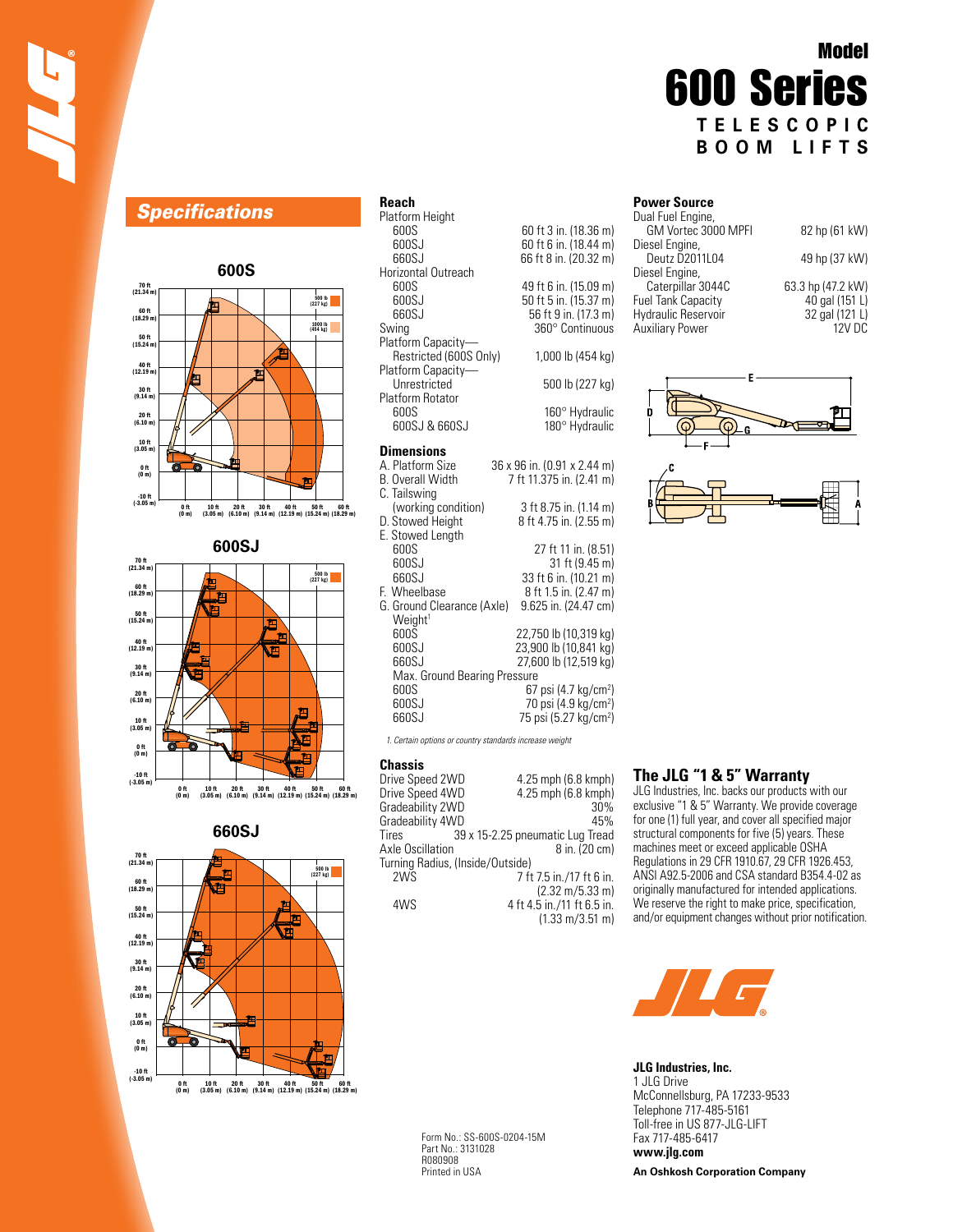# Model
# 600 Series
## TELESCOPIC BOOM LIFTS

## Specifications

**600S**

70 ft (21.34 m)
60 ft (18.29 m)
50 ft (15.24 m)
40 ft (12.19 m)
30 ft (9.14 m)
20 ft (6.10 m)
10 ft (3.05 m)
0 ft (0 m)
-10 ft (-3.05 m)
0 ft (0 m) 10 ft (3.05 m) 20 ft (6.10 m) 30 ft (9.14 m) 40 ft (12.19 m) 50 ft (15.24 m) 60 ft (18.29 m)
500 lb (227 kg)
1000 lb (454 kg)

**600SJ**

70 ft (21.34 m)
60 ft (18.29 m)
50 ft (15.24 m)
40 ft (12.19 m)
30 ft (9.14 m)
20 ft (6.10 m)
10 ft (3.05 m)
0 ft (0 m)
-10 ft (-3.05 m)
0 ft (0 m) 10 ft (3.05 m) 20 ft (6.10 m) 30 ft (9.14 m) 40 ft (12.19 m) 50 ft (15.24 m) 60 ft (18.29 m)
500 lb (227 kg)

**660SJ**

70 ft (21.34 m)
60 ft (18.29 m)
50 ft (15.24 m)
40 ft (12.19 m)
30 ft (9.14 m)
20 ft (6.10 m)
10 ft (3.05 m)
0 ft (0 m)
-10 ft (-3.05 m)
0 ft (0 m) 10 ft (3.05 m) 20 ft (6.10 m) 30 ft (9.14 m) 40 ft (12.19 m) 50 ft (15.24 m) 60 ft (18.29 m)
500 lb (227 kg)

### Reach

| | |
|---|---|
| Platform Height | |
| 600S | 60 ft 3 in. (18.36 m) |
| 600SJ | 60 ft 6 in. (18.44 m) |
| 660SJ | 66 ft 8 in. (20.32 m) |
| Horizontal Outreach | |
| 600S | 49 ft 6 in. (15.09 m) |
| 600SJ | 50 ft 5 in. (15.37 m) |
| 660SJ | 56 ft 9 in. (17.3 m) |
| Swing | 360° Continuous |
| Platform Capacity—Restricted (600S Only) | 1,000 lb (454 kg) |
| Platform Capacity—Unrestricted | 500 lb (227 kg) |
| Platform Rotator | |
| 600S | 160° Hydraulic |
| 600SJ & 660SJ | 180° Hydraulic |

### Dimensions

| | |
|---|---|
| A. Platform Size | 36 x 96 in. (0.91 x 2.44 m) |
| B. Overall Width | 7 ft 11.375 in. (2.41 m) |
| C. Tailswing (working condition) | 3 ft 8.75 in. (1.14 m) |
| D. Stowed Height | 8 ft 4.75 in. (2.55 m) |
| E. Stowed Length | |
| 600S | 27 ft 11 in. (8.51) |
| 600SJ | 31 ft (9.45 m) |
| 660SJ | 33 ft 6 in. (10.21 m) |
| F. Wheelbase | 8 ft 1.5 in. (2.47 m) |
| G. Ground Clearance (Axle) | 9.625 in. (24.47 cm) |
| Weight[1] | |
| 600S | 22,750 lb (10,319 kg) |
| 600SJ | 23,900 lb (10,841 kg) |
| 660SJ | 27,600 lb (12,519 kg) |
| Max. Ground Bearing Pressure | |
| 600S | 67 psi (4.7 kg/cm$^2$) |
| 600SJ | 70 psi (4.9 kg/cm$^2$) |
| 660SJ | 75 psi (5.27 kg/cm$^2$) |

*1. Certain options or country standards increase weight*

### Chassis

| | |
|---|---|
| Drive Speed 2WD | 4.25 mph (6.8 kmph) |
| Drive Speed 4WD | 4.25 mph (6.8 kmph) |
| Gradeability 2WD | 30% |
| Gradeability 4WD | 45% |
| Tires | 39 x 15-2.25 pneumatic Lug Tread |
| Axle Oscillation | 8 in. (20 cm) |
| Turning Radius, (Inside/Outside) | |
| 2WS | 7 ft 7.5 in./17 ft 6 in. (2.32 m/5.33 m) |
| 4WS | 4 ft 4.5 in./11 ft 6.5 in. (1.33 m/3.51 m) |

### Power Source

| | |
|---|---|
| Dual Fuel Engine, GM Vortec 3000 MPFI | 82 hp (61 kW) |
| Diesel Engine, Deutz D2011L04 | 49 hp (37 kW) |
| Diesel Engine, Caterpillar 3044C | 63.3 hp (47.2 kW) |
| Fuel Tank Capacity | 40 gal (151 L) |
| Hydraulic Reservoir | 32 gal (121 L) |
| Auxiliary Power | 12V DC |

E D F G C B A

### The JLG "1 & 5" Warranty

JLG Industries, Inc. backs our products with our exclusive "1 & 5" Warranty. We provide coverage for one (1) full year, and cover all specified major structural components for five (5) years. These machines meet or exceed applicable OSHA Regulations in 29 CFR 1910.67, 29 CFR 1926.453, ANSI A92.5-2006 and CSA standard B354.4-02 as originally manufactured for intended applications. We reserve the right to make price, specification, and/or equipment changes without prior notification.

Form No.: SS-600S-0204-15M
Part No.: 3131028
R080908
Printed in USA

**JLG Industries, Inc.**
1 JLG Drive
McConnellsburg, PA 17233-9533
Telephone 717-485-5161
Toll-free in US 877-JLG-LIFT
Fax 717-485-6417
**www.jlg.com**

**An Oshkosh Corporation Company**